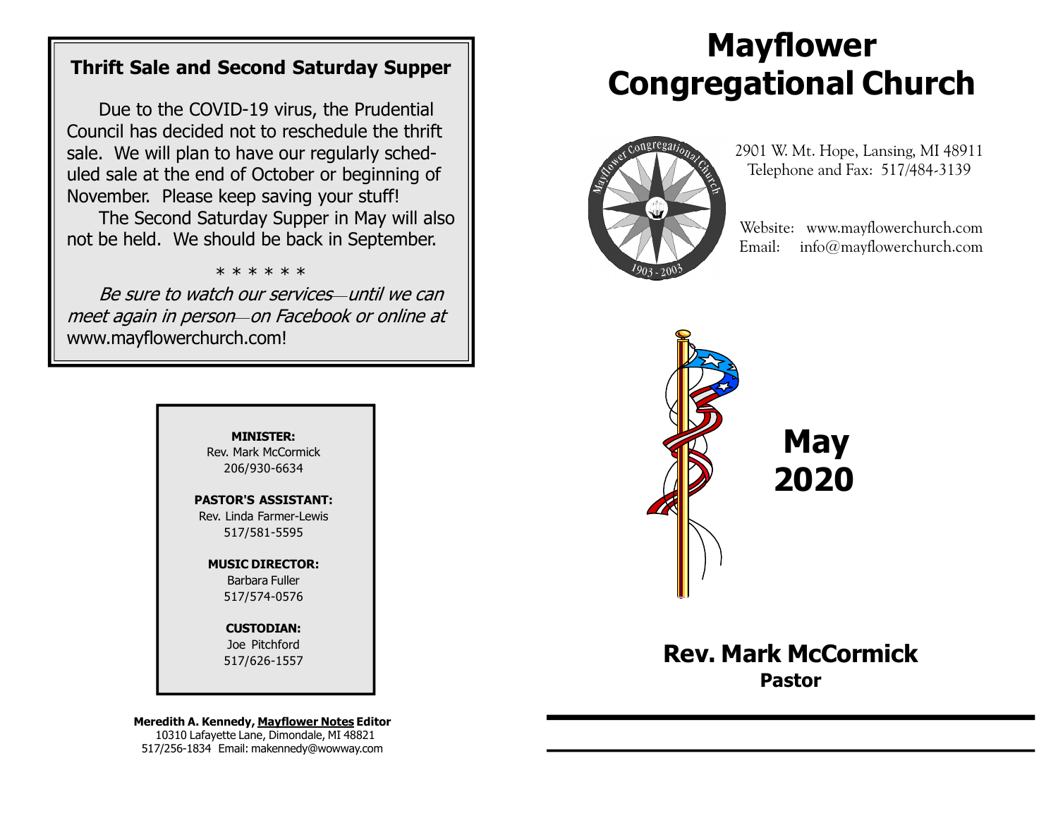## Thrift Sale and Second Saturday Supper

Due to the COVID-19 virus, the Prudential Council has decided not to reschedule the thrift sale. We will plan to have our regularly scheduled sale at the end of October or beginning of November. Please keep saving your stuff!

The Second Saturday Supper in May will also not be held. We should be back in September.

\* \* \* \* \* \*

*Be sure to watch our services—until we can meet again in person—on Facebook or online at* www.mayflowerchurch.com!

**MINISTER:**
Rev. Mark McCormick
206/930-6634

**PASTOR'S ASSISTANT:**
Rev. Linda Farmer-Lewis
517/581-5595

**MUSIC DIRECTOR:**
Barbara Fuller
517/574-0576

**CUSTODIAN:**
Joe Pitchford
517/626-1557

**Meredith A. Kennedy, Mayflower Notes Editor**
10310 Lafayette Lane, Dimondale, MI 48821
517/256-1834 Email: makennedy@wowway.com

# Mayflower Congregational Church

2901 W. Mt. Hope, Lansing, MI 48911
Telephone and Fax: 517/484-3139

Website: www.mayflowerchurch.com
Email: info@mayflowerchurch.com

# May 2020

## Rev. Mark McCormick
**Pastor**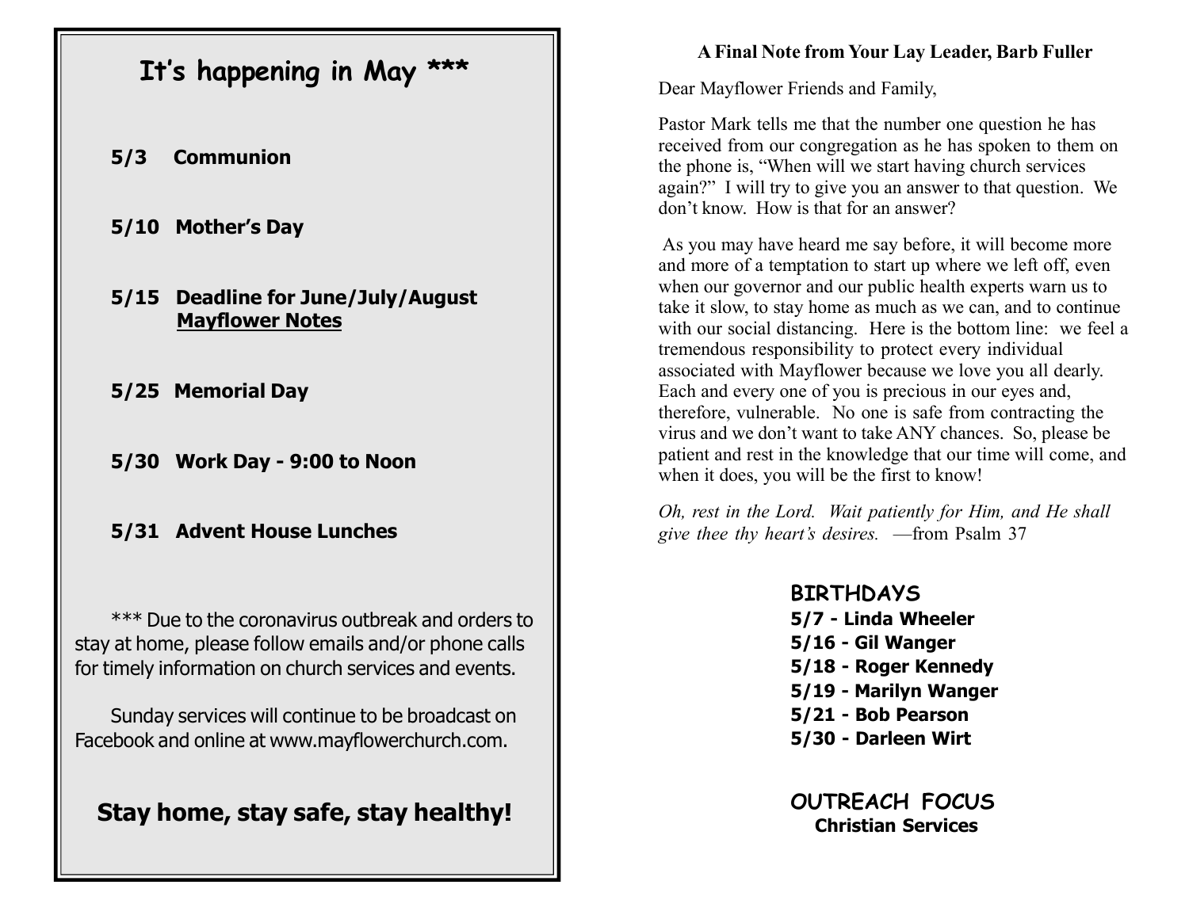## It's happening in May ***

**5/3 Communion**

**5/10 Mother's Day**

**5/15 Deadline for June/July/August** **<u>Mayflower Notes</u>**

**5/25 Memorial Day**

**5/30 Work Day - 9:00 to Noon**

**5/31 Advent House Lunches**

*** Due to the coronavirus outbreak and orders to stay at home, please follow emails and/or phone calls for timely information on church services and events.

Sunday services will continue to be broadcast on Facebook and online at www.mayflowerchurch.com.

**Stay home, stay safe, stay healthy!**

### A Final Note from Your Lay Leader, Barb Fuller

Dear Mayflower Friends and Family,

Pastor Mark tells me that the number one question he has received from our congregation as he has spoken to them on the phone is, "When will we start having church services again?" I will try to give you an answer to that question. We don't know. How is that for an answer?

As you may have heard me say before, it will become more and more of a temptation to start up where we left off, even when our governor and our public health experts warn us to take it slow, to stay home as much as we can, and to continue with our social distancing. Here is the bottom line: we feel a tremendous responsibility to protect every individual associated with Mayflower because we love you all dearly. Each and every one of you is precious in our eyes and, therefore, vulnerable. No one is safe from contracting the virus and we don't want to take ANY chances. So, please be patient and rest in the knowledge that our time will come, and when it does, you will be the first to know!

*Oh, rest in the Lord. Wait patiently for Him, and He shall give thee thy heart's desires.* —from Psalm 37

### BIRTHDAYS

**5/7 - Linda Wheeler**
**5/16 - Gil Wanger**
**5/18 - Roger Kennedy**
**5/19 - Marilyn Wanger**
**5/21 - Bob Pearson**
**5/30 - Darleen Wirt**

### OUTREACH FOCUS

**Christian Services**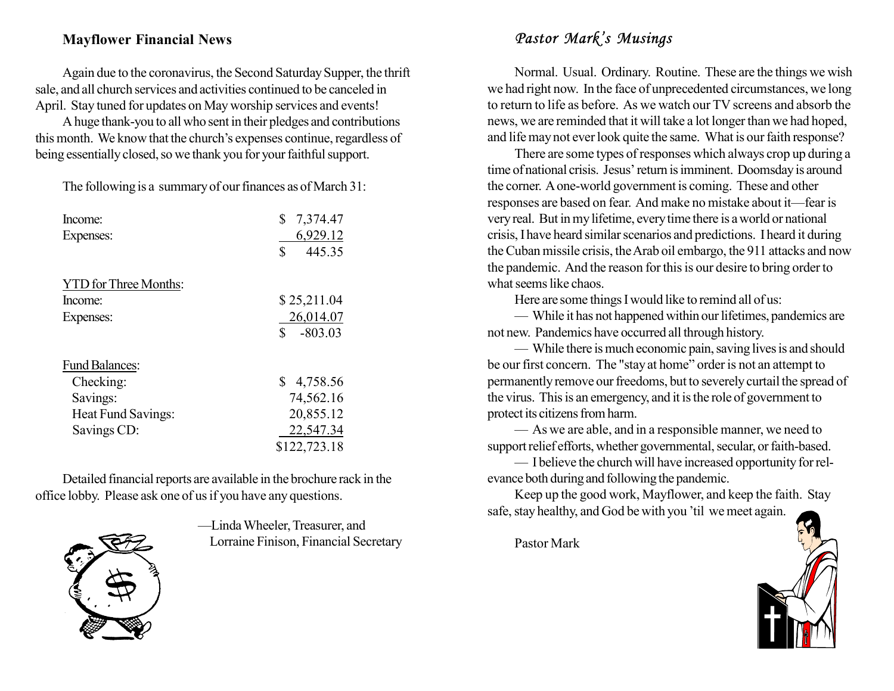## Mayflower Financial News

Again due to the coronavirus, the Second Saturday Supper, the thrift sale, and all church services and activities continued to be canceled in April. Stay tuned for updates on May worship services and events!

A huge thank-you to all who sent in their pledges and contributions this month. We know that the church's expenses continue, regardless of being essentially closed, so we thank you for your faithful support.

The following is a summary of our finances as of March 31:

| | |
|---|---|
| Income: | $ 7,374.47 |
| Expenses: | 6,929.12 |
| | $ 445.35 |
| **YTD for Three Months:** | |
| Income: | $ 25,211.04 |
| Expenses: | 26,014.07 |
| | $ -803.03 |
| **Fund Balances:** | |
| Checking: | $ 4,758.56 |
| Savings: | 74,562.16 |
| Heat Fund Savings: | 20,855.12 |
| Savings CD: | 22,547.34 |
| | $122,723.18 |

Detailed financial reports are available in the brochure rack in the office lobby. Please ask one of us if you have any questions.

—Linda Wheeler, Treasurer, and
Lorraine Finison, Financial Secretary

## *Pastor Mark's Musings*

Normal. Usual. Ordinary. Routine. These are the things we wish we had right now. In the face of unprecedented circumstances, we long to return to life as before. As we watch our TV screens and absorb the news, we are reminded that it will take a lot longer than we had hoped, and life may not ever look quite the same. What is our faith response?

There are some types of responses which always crop up during a time of national crisis. Jesus' return is imminent. Doomsday is around the corner. A one-world government is coming. These and other responses are based on fear. And make no mistake about it—fear is very real. But in my lifetime, every time there is a world or national crisis, I have heard similar scenarios and predictions. I heard it during the Cuban missile crisis, the Arab oil embargo, the 911 attacks and now the pandemic. And the reason for this is our desire to bring order to what seems like chaos.

Here are some things I would like to remind all of us:

— While it has not happened within our lifetimes, pandemics are not new. Pandemics have occurred all through history.

— While there is much economic pain, saving lives is and should be our first concern. The "stay at home" order is not an attempt to permanently remove our freedoms, but to severely curtail the spread of the virus. This is an emergency, and it is the role of government to protect its citizens from harm.

— As we are able, and in a responsible manner, we need to support relief efforts, whether governmental, secular, or faith-based.

— I believe the church will have increased opportunity for relevance both during and following the pandemic.

Keep up the good work, Mayflower, and keep the faith. Stay safe, stay healthy, and God be with you 'til we meet again.

Pastor Mark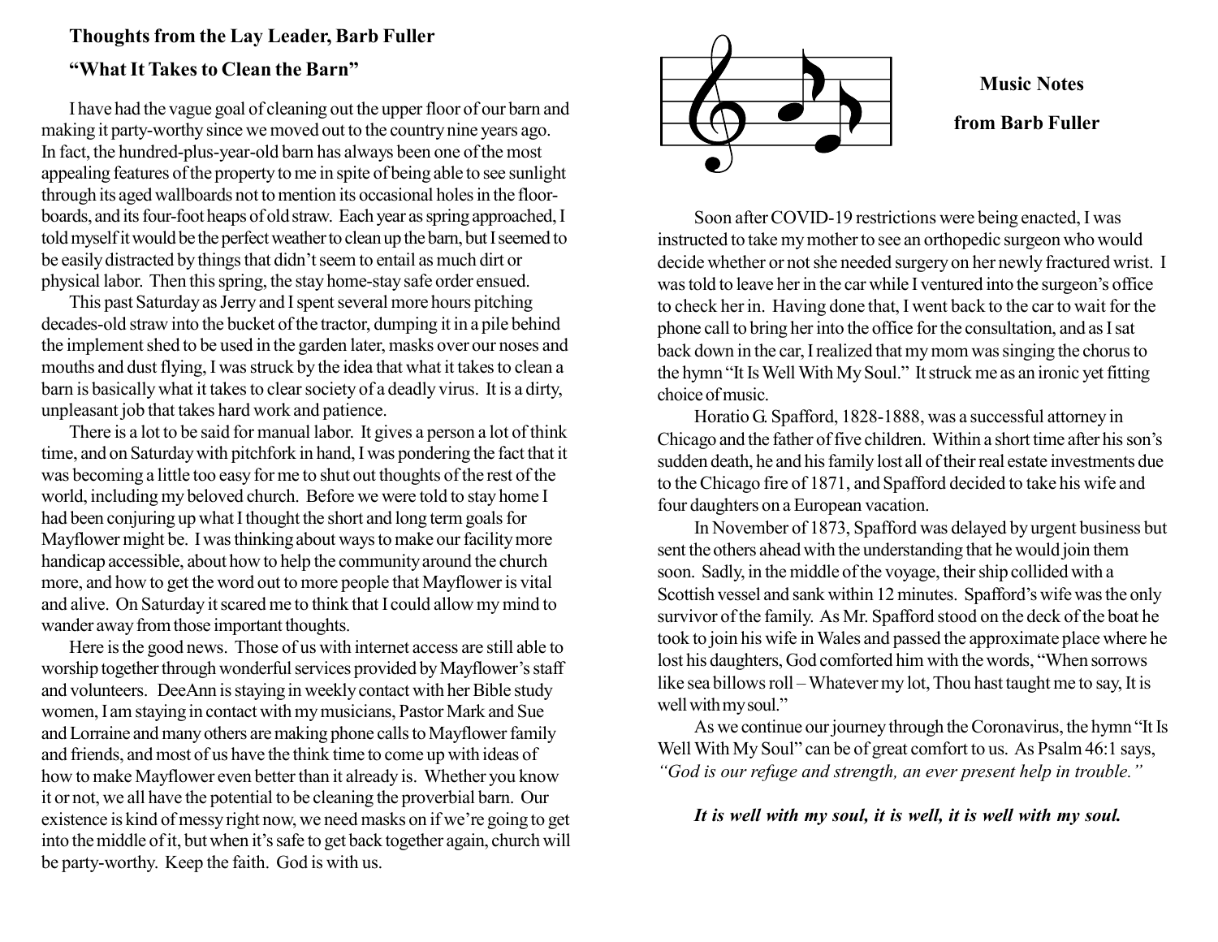### Thoughts from the Lay Leader, Barb Fuller

### "What It Takes to Clean the Barn"

I have had the vague goal of cleaning out the upper floor of our barn and making it party-worthy since we moved out to the country nine years ago. In fact, the hundred-plus-year-old barn has always been one of the most appealing features of the property to me in spite of being able to see sunlight through its aged wallboards not to mention its occasional holes in the floorboards, and its four-foot heaps of old straw. Each year as spring approached, I told myself it would be the perfect weather to clean up the barn, but I seemed to be easily distracted by things that didn't seem to entail as much dirt or physical labor. Then this spring, the stay home-stay safe order ensued.

This past Saturday as Jerry and I spent several more hours pitching decades-old straw into the bucket of the tractor, dumping it in a pile behind the implement shed to be used in the garden later, masks over our noses and mouths and dust flying, I was struck by the idea that what it takes to clean a barn is basically what it takes to clear society of a deadly virus. It is a dirty, unpleasant job that takes hard work and patience.

There is a lot to be said for manual labor. It gives a person a lot of think time, and on Saturday with pitchfork in hand, I was pondering the fact that it was becoming a little too easy for me to shut out thoughts of the rest of the world, including my beloved church. Before we were told to stay home I had been conjuring up what I thought the short and long term goals for Mayflower might be. I was thinking about ways to make our facility more handicap accessible, about how to help the community around the church more, and how to get the word out to more people that Mayflower is vital and alive. On Saturday it scared me to think that I could allow my mind to wander away from those important thoughts.

Here is the good news. Those of us with internet access are still able to worship together through wonderful services provided by Mayflower's staff and volunteers. DeeAnn is staying in weekly contact with her Bible study women, I am staying in contact with my musicians, Pastor Mark and Sue and Lorraine and many others are making phone calls to Mayflower family and friends, and most of us have the think time to come up with ideas of how to make Mayflower even better than it already is. Whether you know it or not, we all have the potential to be cleaning the proverbial barn. Our existence is kind of messy right now, we need masks on if we're going to get into the middle of it, but when it's safe to get back together again, church will be party-worthy. Keep the faith. God is with us.

### Music Notes

### from Barb Fuller

Soon after COVID-19 restrictions were being enacted, I was instructed to take my mother to see an orthopedic surgeon who would decide whether or not she needed surgery on her newly fractured wrist. I was told to leave her in the car while I ventured into the surgeon's office to check her in. Having done that, I went back to the car to wait for the phone call to bring her into the office for the consultation, and as I sat back down in the car, I realized that my mom was singing the chorus to the hymn "It Is Well With My Soul." It struck me as an ironic yet fitting choice of music.

Horatio G. Spafford, 1828-1888, was a successful attorney in Chicago and the father of five children. Within a short time after his son's sudden death, he and his family lost all of their real estate investments due to the Chicago fire of 1871, and Spafford decided to take his wife and four daughters on a European vacation.

In November of 1873, Spafford was delayed by urgent business but sent the others ahead with the understanding that he would join them soon. Sadly, in the middle of the voyage, their ship collided with a Scottish vessel and sank within 12 minutes. Spafford's wife was the only survivor of the family. As Mr. Spafford stood on the deck of the boat he took to join his wife in Wales and passed the approximate place where he lost his daughters, God comforted him with the words, "When sorrows like sea billows roll – Whatever my lot, Thou hast taught me to say, It is well with my soul."

As we continue our journey through the Coronavirus, the hymn "It Is Well With My Soul" can be of great comfort to us. As Psalm 46:1 says, *"God is our refuge and strength, an ever present help in trouble."*

***It is well with my soul, it is well, it is well with my soul.***